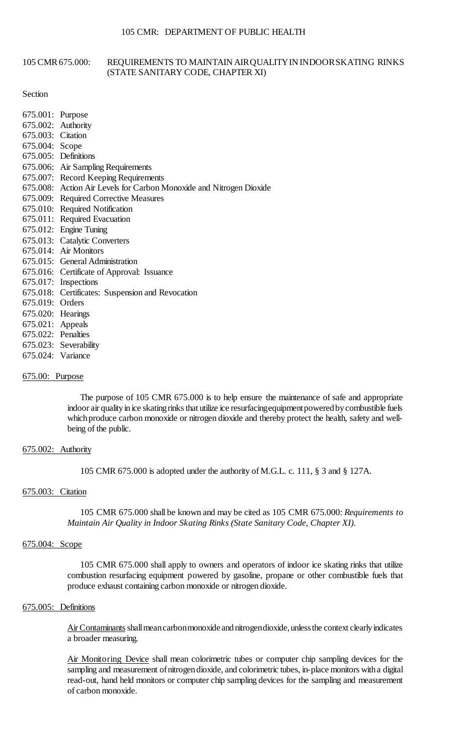105 CMR 675.000: REQUIREMENTS TO MAINTAIN AIR QUALITY IN INDOOR SKATING RINKS (STATE SANITARY CODE, CHAPTER XI)

Section

675.001: Purpose
675.002: Authority
675.003: Citation
675.004: Scope
675.005: Definitions
675.006: Air Sampling Requirements
675.007: Record Keeping Requirements
675.008: Action Air Levels for Carbon Monoxide and Nitrogen Dioxide
675.009: Required Corrective Measures
675.010: Required Notification
675.011: Required Evacuation
675.012: Engine Tuning
675.013: Catalytic Converters
675.014: Air Monitors
675.015: General Administration
675.016: Certificate of Approval: Issuance
675.017: Inspections
675.018: Certificates: Suspension and Revocation
675.019: Orders
675.020: Hearings
675.021: Appeals
675.022: Penalties
675.023: Severability
675.024: Variance

675.00: Purpose

The purpose of 105 CMR 675.000 is to help ensure the maintenance of safe and appropriate indoor air quality in ice skating rinks that utilize ice resurfacing equipment powered by combustible fuels which produce carbon monoxide or nitrogen dioxide and thereby protect the health, safety and well-being of the public.

675.002: Authority

105 CMR 675.000 is adopted under the authority of M.G.L. c. 111, § 3 and § 127A.

675.003: Citation

105 CMR 675.000 shall be known and may be cited as 105 CMR 675.000: *Requirements to Maintain Air Quality in Indoor Skating Rinks (State Sanitary Code, Chapter XI).*

675.004: Scope

105 CMR 675.000 shall apply to owners and operators of indoor ice skating rinks that utilize combustion resurfacing equipment powered by gasoline, propane or other combustible fuels that produce exhaust containing carbon monoxide or nitrogen dioxide.

675.005: Definitions

Air Contaminants shall mean carbon monoxide and nitrogen dioxide, unless the context clearly indicates a broader measuring.

Air Monitoring Device shall mean colorimetric tubes or computer chip sampling devices for the sampling and measurement of nitrogen dioxide, and colorimetric tubes, in-place monitors with a digital read-out, hand held monitors or computer chip sampling devices for the sampling and measurement of carbon monoxide.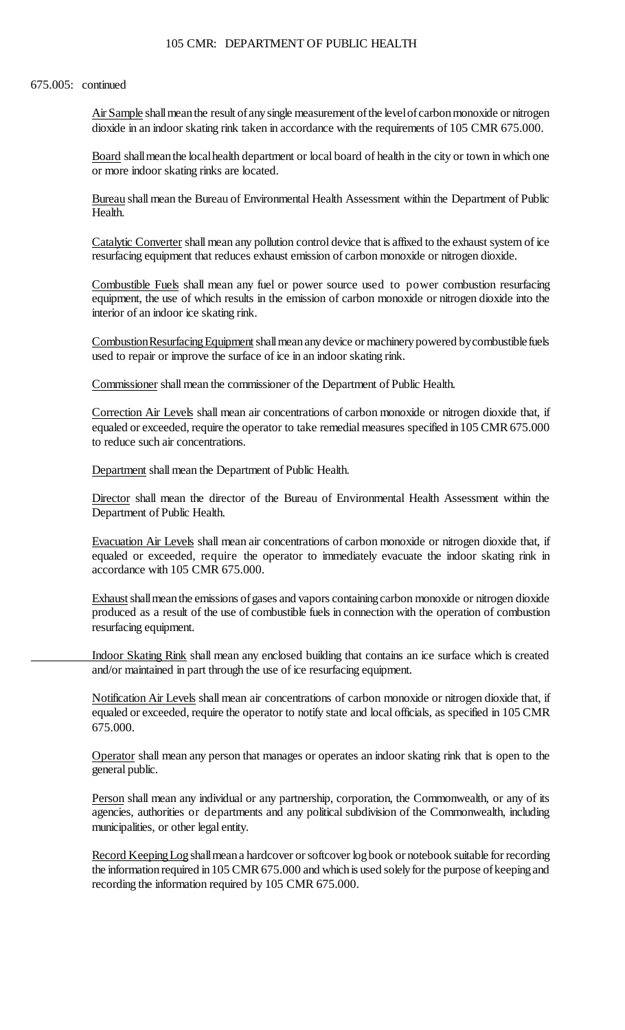675.005: continued

Air Sample shall mean the result of any single measurement of the level of carbon monoxide or nitrogen dioxide in an indoor skating rink taken in accordance with the requirements of 105 CMR 675.000.

Board shall mean the local health department or local board of health in the city or town in which one or more indoor skating rinks are located.

Bureau shall mean the Bureau of Environmental Health Assessment within the Department of Public Health.

Catalytic Converter shall mean any pollution control device that is affixed to the exhaust system of ice resurfacing equipment that reduces exhaust emission of carbon monoxide or nitrogen dioxide.

Combustible Fuels shall mean any fuel or power source used to power combustion resurfacing equipment, the use of which results in the emission of carbon monoxide or nitrogen dioxide into the interior of an indoor ice skating rink.

Combustion Resurfacing Equipment shall mean any device or machinery powered by combustible fuels used to repair or improve the surface of ice in an indoor skating rink.

Commissioner shall mean the commissioner of the Department of Public Health.

Correction Air Levels shall mean air concentrations of carbon monoxide or nitrogen dioxide that, if equaled or exceeded, require the operator to take remedial measures specified in 105 CMR 675.000 to reduce such air concentrations.

Department shall mean the Department of Public Health.

Director shall mean the director of the Bureau of Environmental Health Assessment within the Department of Public Health.

Evacuation Air Levels shall mean air concentrations of carbon monoxide or nitrogen dioxide that, if equaled or exceeded, require the operator to immediately evacuate the indoor skating rink in accordance with 105 CMR 675.000.

Exhaust shall mean the emissions of gases and vapors containing carbon monoxide or nitrogen dioxide produced as a result of the use of combustible fuels in connection with the operation of combustion resurfacing equipment.

Indoor Skating Rink shall mean any enclosed building that contains an ice surface which is created and/or maintained in part through the use of ice resurfacing equipment.

Notification Air Levels shall mean air concentrations of carbon monoxide or nitrogen dioxide that, if equaled or exceeded, require the operator to notify state and local officials, as specified in 105 CMR 675.000.

Operator shall mean any person that manages or operates an indoor skating rink that is open to the general public.

Person shall mean any individual or any partnership, corporation, the Commonwealth, or any of its agencies, authorities or departments and any political subdivision of the Commonwealth, including municipalities, or other legal entity.

Record Keeping Log shall mean a hardcover or softcover log book or notebook suitable for recording the information required in 105 CMR 675.000 and which is used solely for the purpose of keeping and recording the information required by 105 CMR 675.000.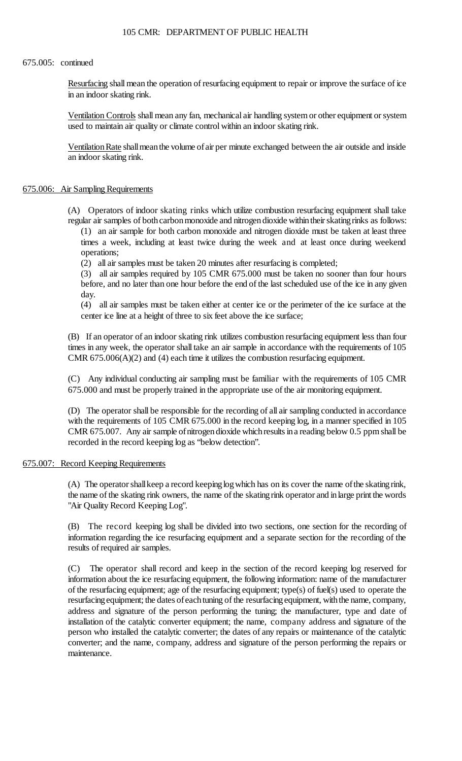675.005: continued

Resurfacing shall mean the operation of resurfacing equipment to repair or improve the surface of ice in an indoor skating rink.

Ventilation Controls shall mean any fan, mechanical air handling system or other equipment or system used to maintain air quality or climate control within an indoor skating rink.

Ventilation Rate shall mean the volume of air per minute exchanged between the air outside and inside an indoor skating rink.

## 675.006: Air Sampling Requirements

(A) Operators of indoor skating rinks which utilize combustion resurfacing equipment shall take regular air samples of both carbon monoxide and nitrogen dioxide within their skating rinks as follows:

(1) an air sample for both carbon monoxide and nitrogen dioxide must be taken at least three times a week, including at least twice during the week and at least once during weekend operations;

(2) all air samples must be taken 20 minutes after resurfacing is completed;

(3) all air samples required by 105 CMR 675.000 must be taken no sooner than four hours before, and no later than one hour before the end of the last scheduled use of the ice in any given day.

(4) all air samples must be taken either at center ice or the perimeter of the ice surface at the center ice line at a height of three to six feet above the ice surface;

(B) If an operator of an indoor skating rink utilizes combustion resurfacing equipment less than four times in any week, the operator shall take an air sample in accordance with the requirements of 105 CMR 675.006(A)(2) and (4) each time it utilizes the combustion resurfacing equipment.

(C) Any individual conducting air sampling must be familiar with the requirements of 105 CMR 675.000 and must be properly trained in the appropriate use of the air monitoring equipment.

(D) The operator shall be responsible for the recording of all air sampling conducted in accordance with the requirements of 105 CMR 675.000 in the record keeping log, in a manner specified in 105 CMR 675.007. Any air sample of nitrogen dioxide which results in a reading below 0.5 ppm shall be recorded in the record keeping log as "below detection".

## 675.007: Record Keeping Requirements

(A) The operator shall keep a record keeping log which has on its cover the name of the skating rink, the name of the skating rink owners, the name of the skating rink operator and in large print the words "Air Quality Record Keeping Log".

(B) The record keeping log shall be divided into two sections, one section for the recording of information regarding the ice resurfacing equipment and a separate section for the recording of the results of required air samples.

(C) The operator shall record and keep in the section of the record keeping log reserved for information about the ice resurfacing equipment, the following information: name of the manufacturer of the resurfacing equipment; age of the resurfacing equipment; type(s) of fuel(s) used to operate the resurfacing equipment; the dates of each tuning of the resurfacing equipment, with the name, company, address and signature of the person performing the tuning; the manufacturer, type and date of installation of the catalytic converter equipment; the name, company address and signature of the person who installed the catalytic converter; the dates of any repairs or maintenance of the catalytic converter; and the name, company, address and signature of the person performing the repairs or maintenance.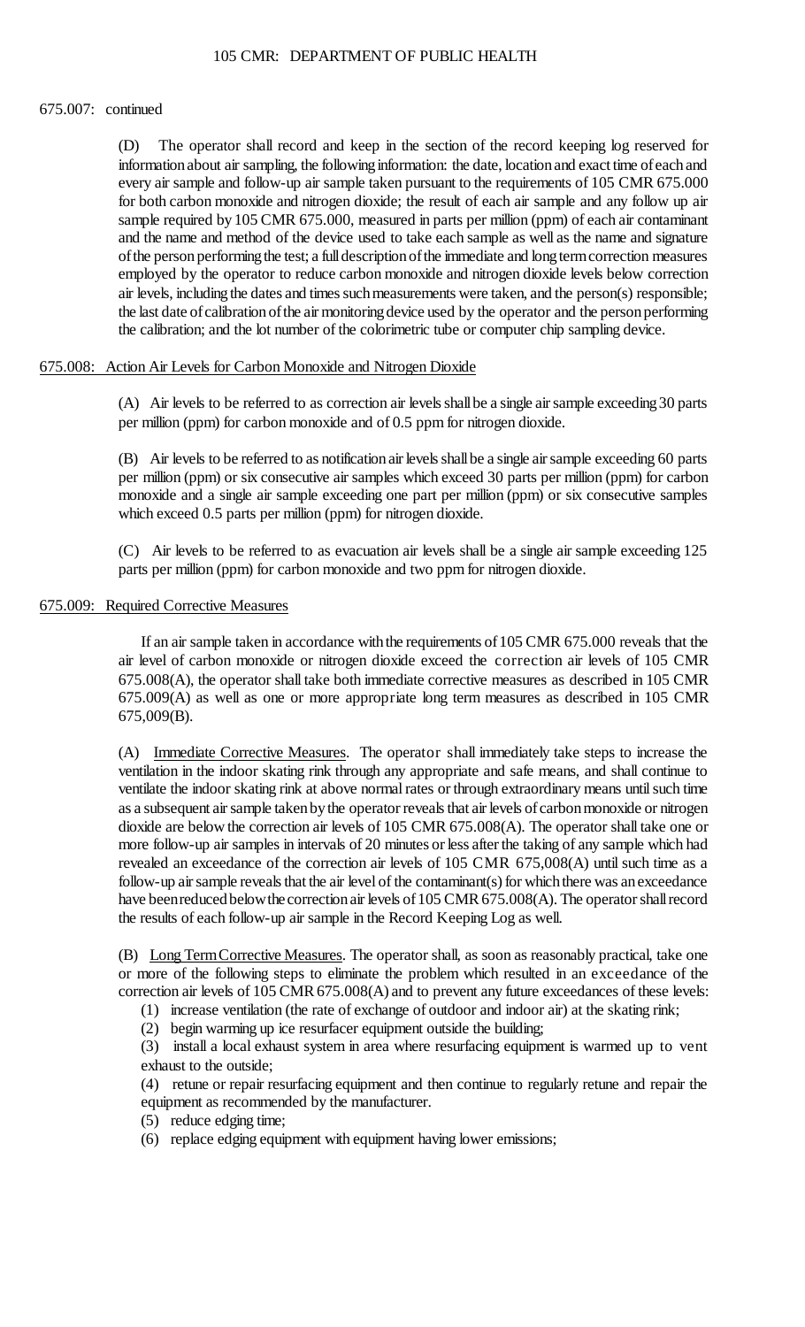675.007: continued

(D) The operator shall record and keep in the section of the record keeping log reserved for information about air sampling, the following information: the date, location and exact time of each and every air sample and follow-up air sample taken pursuant to the requirements of 105 CMR 675.000 for both carbon monoxide and nitrogen dioxide; the result of each air sample and any follow up air sample required by 105 CMR 675.000, measured in parts per million (ppm) of each air contaminant and the name and method of the device used to take each sample as well as the name and signature of the person performing the test; a full description of the immediate and long term correction measures employed by the operator to reduce carbon monoxide and nitrogen dioxide levels below correction air levels, including the dates and times such measurements were taken, and the person(s) responsible; the last date of calibration of the air monitoring device used by the operator and the person performing the calibration; and the lot number of the colorimetric tube or computer chip sampling device.

## 675.008: Action Air Levels for Carbon Monoxide and Nitrogen Dioxide

(A) Air levels to be referred to as correction air levels shall be a single air sample exceeding 30 parts per million (ppm) for carbon monoxide and of 0.5 ppm for nitrogen dioxide.

(B) Air levels to be referred to as notification air levels shall be a single air sample exceeding 60 parts per million (ppm) or six consecutive air samples which exceed 30 parts per million (ppm) for carbon monoxide and a single air sample exceeding one part per million (ppm) or six consecutive samples which exceed 0.5 parts per million (ppm) for nitrogen dioxide.

(C) Air levels to be referred to as evacuation air levels shall be a single air sample exceeding 125 parts per million (ppm) for carbon monoxide and two ppm for nitrogen dioxide.

## 675.009: Required Corrective Measures

If an air sample taken in accordance with the requirements of 105 CMR 675.000 reveals that the air level of carbon monoxide or nitrogen dioxide exceed the correction air levels of 105 CMR 675.008(A), the operator shall take both immediate corrective measures as described in 105 CMR 675.009(A) as well as one or more appropriate long term measures as described in 105 CMR 675,009(B).

(A) Immediate Corrective Measures. The operator shall immediately take steps to increase the ventilation in the indoor skating rink through any appropriate and safe means, and shall continue to ventilate the indoor skating rink at above normal rates or through extraordinary means until such time as a subsequent air sample taken by the operator reveals that air levels of carbon monoxide or nitrogen dioxide are below the correction air levels of 105 CMR 675.008(A). The operator shall take one or more follow-up air samples in intervals of 20 minutes or less after the taking of any sample which had revealed an exceedance of the correction air levels of 105 CMR 675,008(A) until such time as a follow-up air sample reveals that the air level of the contaminant(s) for which there was an exceedance have been reduced below the correction air levels of 105 CMR 675.008(A). The operator shall record the results of each follow-up air sample in the Record Keeping Log as well.

(B) Long Term Corrective Measures. The operator shall, as soon as reasonably practical, take one or more of the following steps to eliminate the problem which resulted in an exceedance of the correction air levels of 105 CMR 675.008(A) and to prevent any future exceedances of these levels:

(1) increase ventilation (the rate of exchange of outdoor and indoor air) at the skating rink;

(2) begin warming up ice resurfacer equipment outside the building;

(3) install a local exhaust system in area where resurfacing equipment is warmed up to vent exhaust to the outside;

(4) retune or repair resurfacing equipment and then continue to regularly retune and repair the equipment as recommended by the manufacturer.

(5) reduce edging time;

(6) replace edging equipment with equipment having lower emissions;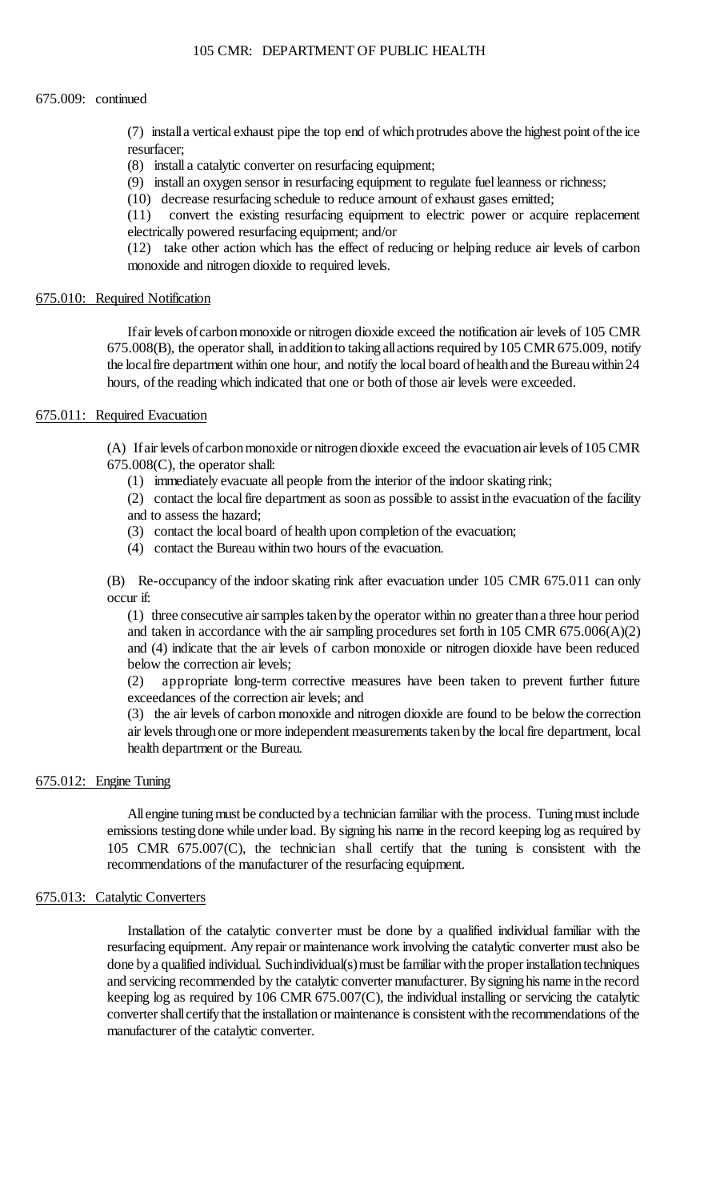675.009: continued

(7) install a vertical exhaust pipe the top end of which protrudes above the highest point of the ice resurfacer;

(8) install a catalytic converter on resurfacing equipment;

(9) install an oxygen sensor in resurfacing equipment to regulate fuel leanness or richness;

(10) decrease resurfacing schedule to reduce amount of exhaust gases emitted;

(11) convert the existing resurfacing equipment to electric power or acquire replacement electrically powered resurfacing equipment; and/or

(12) take other action which has the effect of reducing or helping reduce air levels of carbon monoxide and nitrogen dioxide to required levels.

## 675.010: Required Notification

If air levels of carbon monoxide or nitrogen dioxide exceed the notification air levels of 105 CMR 675.008(B), the operator shall, in addition to taking all actions required by 105 CMR 675.009, notify the local fire department within one hour, and notify the local board of health and the Bureau within 24 hours, of the reading which indicated that one or both of those air levels were exceeded.

## 675.011: Required Evacuation

(A) If air levels of carbon monoxide or nitrogen dioxide exceed the evacuation air levels of 105 CMR 675.008(C), the operator shall:

(1) immediately evacuate all people from the interior of the indoor skating rink;

(2) contact the local fire department as soon as possible to assist in the evacuation of the facility and to assess the hazard;

(3) contact the local board of health upon completion of the evacuation;

(4) contact the Bureau within two hours of the evacuation.

(B) Re-occupancy of the indoor skating rink after evacuation under 105 CMR 675.011 can only occur if:

(1) three consecutive air samples taken by the operator within no greater than a three hour period and taken in accordance with the air sampling procedures set forth in 105 CMR 675.006(A)(2) and (4) indicate that the air levels of carbon monoxide or nitrogen dioxide have been reduced below the correction air levels;

(2) appropriate long-term corrective measures have been taken to prevent further future exceedances of the correction air levels; and

(3) the air levels of carbon monoxide and nitrogen dioxide are found to be below the correction air levels through one or more independent measurements taken by the local fire department, local health department or the Bureau.

## 675.012: Engine Tuning

All engine tuning must be conducted by a technician familiar with the process. Tuning must include emissions testing done while under load. By signing his name in the record keeping log as required by 105 CMR 675.007(C), the technician shall certify that the tuning is consistent with the recommendations of the manufacturer of the resurfacing equipment.

## 675.013: Catalytic Converters

Installation of the catalytic converter must be done by a qualified individual familiar with the resurfacing equipment. Any repair or maintenance work involving the catalytic converter must also be done by a qualified individual. Such individual(s) must be familiar with the proper installation techniques and servicing recommended by the catalytic converter manufacturer. By signing his name in the record keeping log as required by 106 CMR 675.007(C), the individual installing or servicing the catalytic converter shall certify that the installation or maintenance is consistent with the recommendations of the manufacturer of the catalytic converter.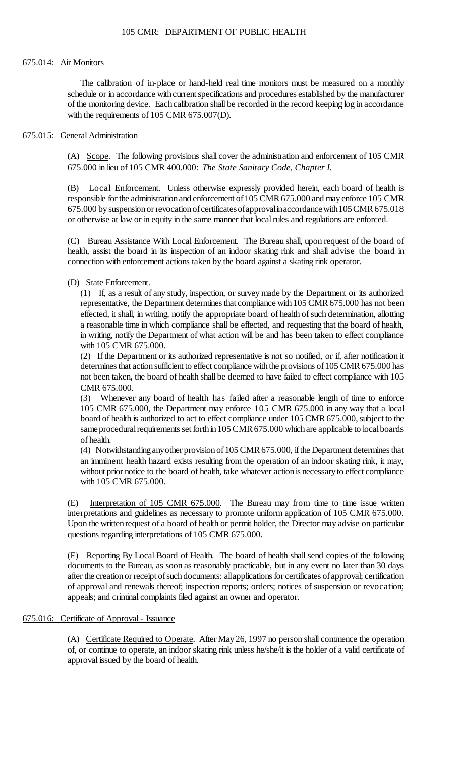## 675.014: Air Monitors

The calibration of in-place or hand-held real time monitors must be measured on a monthly schedule or in accordance with current specifications and procedures established by the manufacturer of the monitoring device. Each calibration shall be recorded in the record keeping log in accordance with the requirements of 105 CMR 675.007(D).

## 675.015: General Administration

(A) Scope. The following provisions shall cover the administration and enforcement of 105 CMR 675.000 in lieu of 105 CMR 400.000: *The State Sanitary Code, Chapter I.*

(B) Local Enforcement. Unless otherwise expressly provided herein, each board of health is responsible for the administration and enforcement of 105 CMR 675.000 and may enforce 105 CMR 675.000 by suspension or revocation of certificates of approval in accordance with 105 CMR 675.018 or otherwise at law or in equity in the same manner that local rules and regulations are enforced.

(C) Bureau Assistance With Local Enforcement. The Bureau shall, upon request of the board of health, assist the board in its inspection of an indoor skating rink and shall advise the board in connection with enforcement actions taken by the board against a skating rink operator.

(D) State Enforcement.

(1) If, as a result of any study, inspection, or survey made by the Department or its authorized representative, the Department determines that compliance with 105 CMR 675.000 has not been effected, it shall, in writing, notify the appropriate board of health of such determination, allotting a reasonable time in which compliance shall be effected, and requesting that the board of health, in writing, notify the Department of what action will be and has been taken to effect compliance with 105 CMR 675.000.

(2) If the Department or its authorized representative is not so notified, or if, after notification it determines that action sufficient to effect compliance with the provisions of 105 CMR 675.000 has not been taken, the board of health shall be deemed to have failed to effect compliance with 105 CMR 675.000.

(3) Whenever any board of health has failed after a reasonable length of time to enforce 105 CMR 675.000, the Department may enforce 105 CMR 675.000 in any way that a local board of health is authorized to act to effect compliance under 105 CMR 675.000, subject to the same procedural requirements set forth in 105 CMR 675.000 which are applicable to local boards of health.

(4) Notwithstanding any other provision of 105 CMR 675.000, if the Department determines that an imminent health hazard exists resulting from the operation of an indoor skating rink, it may, without prior notice to the board of health, take whatever action is necessary to effect compliance with 105 CMR 675.000.

(E) Interpretation of 105 CMR 675.000. The Bureau may from time to time issue written interpretations and guidelines as necessary to promote uniform application of 105 CMR 675.000. Upon the written request of a board of health or permit holder, the Director may advise on particular questions regarding interpretations of 105 CMR 675.000.

(F) Reporting By Local Board of Health. The board of health shall send copies of the following documents to the Bureau, as soon as reasonably practicable, but in any event no later than 30 days after the creation or receipt of such documents: all applications for certificates of approval; certification of approval and renewals thereof; inspection reports; orders; notices of suspension or revocation; appeals; and criminal complaints filed against an owner and operator.

## 675.016: Certificate of Approval - Issuance

(A) Certificate Required to Operate. After May 26, 1997 no person shall commence the operation of, or continue to operate, an indoor skating rink unless he/she/it is the holder of a valid certificate of approval issued by the board of health.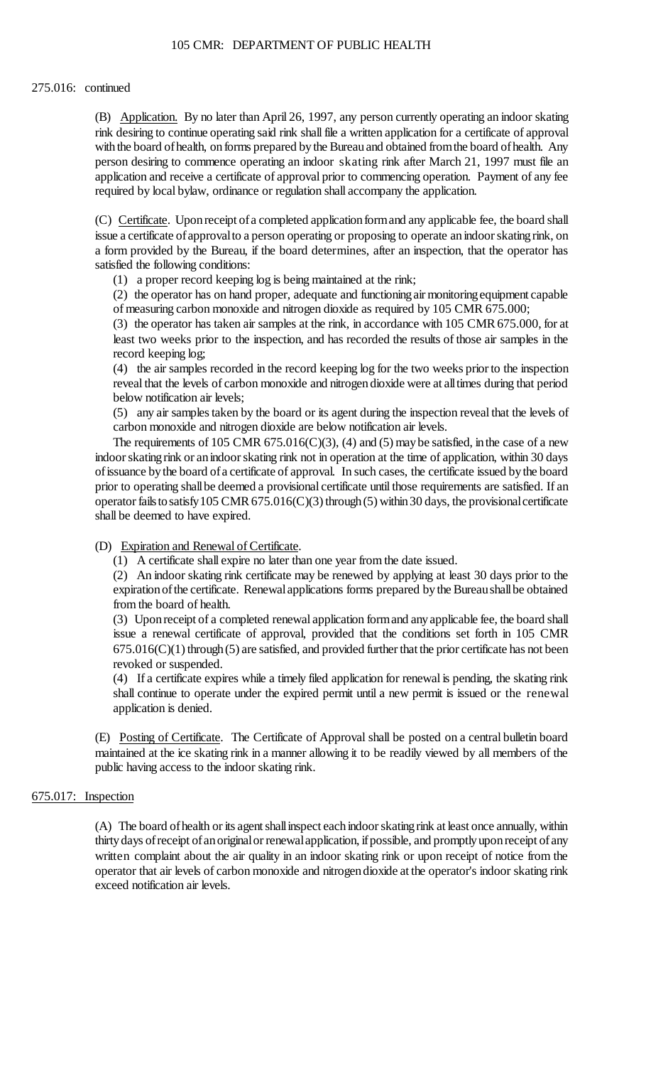275.016: continued

(B) Application. By no later than April 26, 1997, any person currently operating an indoor skating rink desiring to continue operating said rink shall file a written application for a certificate of approval with the board of health, on forms prepared by the Bureau and obtained from the board of health. Any person desiring to commence operating an indoor skating rink after March 21, 1997 must file an application and receive a certificate of approval prior to commencing operation. Payment of any fee required by local bylaw, ordinance or regulation shall accompany the application.

(C) Certificate. Upon receipt of a completed application form and any applicable fee, the board shall issue a certificate of approval to a person operating or proposing to operate an indoor skating rink, on a form provided by the Bureau, if the board determines, after an inspection, that the operator has satisfied the following conditions:

(1) a proper record keeping log is being maintained at the rink;

(2) the operator has on hand proper, adequate and functioning air monitoring equipment capable of measuring carbon monoxide and nitrogen dioxide as required by 105 CMR 675.000;

(3) the operator has taken air samples at the rink, in accordance with 105 CMR 675.000, for at least two weeks prior to the inspection, and has recorded the results of those air samples in the record keeping log;

(4) the air samples recorded in the record keeping log for the two weeks prior to the inspection reveal that the levels of carbon monoxide and nitrogen dioxide were at all times during that period below notification air levels;

(5) any air samples taken by the board or its agent during the inspection reveal that the levels of carbon monoxide and nitrogen dioxide are below notification air levels.

The requirements of 105 CMR 675.016(C)(3), (4) and (5) may be satisfied, in the case of a new indoor skating rink or an indoor skating rink not in operation at the time of application, within 30 days of issuance by the board of a certificate of approval. In such cases, the certificate issued by the board prior to operating shall be deemed a provisional certificate until those requirements are satisfied. If an operator fails to satisfy 105 CMR 675.016(C)(3) through (5) within 30 days, the provisional certificate shall be deemed to have expired.

(D) Expiration and Renewal of Certificate.

(1) A certificate shall expire no later than one year from the date issued.

(2) An indoor skating rink certificate may be renewed by applying at least 30 days prior to the expiration of the certificate. Renewal applications forms prepared by the Bureau shall be obtained from the board of health.

(3) Upon receipt of a completed renewal application form and any applicable fee, the board shall issue a renewal certificate of approval, provided that the conditions set forth in 105 CMR 675.016(C)(1) through (5) are satisfied, and provided further that the prior certificate has not been revoked or suspended.

(4) If a certificate expires while a timely filed application for renewal is pending, the skating rink shall continue to operate under the expired permit until a new permit is issued or the renewal application is denied.

(E) Posting of Certificate. The Certificate of Approval shall be posted on a central bulletin board maintained at the ice skating rink in a manner allowing it to be readily viewed by all members of the public having access to the indoor skating rink.

## 675.017: Inspection

(A) The board of health or its agent shall inspect each indoor skating rink at least once annually, within thirty days of receipt of an original or renewal application, if possible, and promptly upon receipt of any written complaint about the air quality in an indoor skating rink or upon receipt of notice from the operator that air levels of carbon monoxide and nitrogen dioxide at the operator's indoor skating rink exceed notification air levels.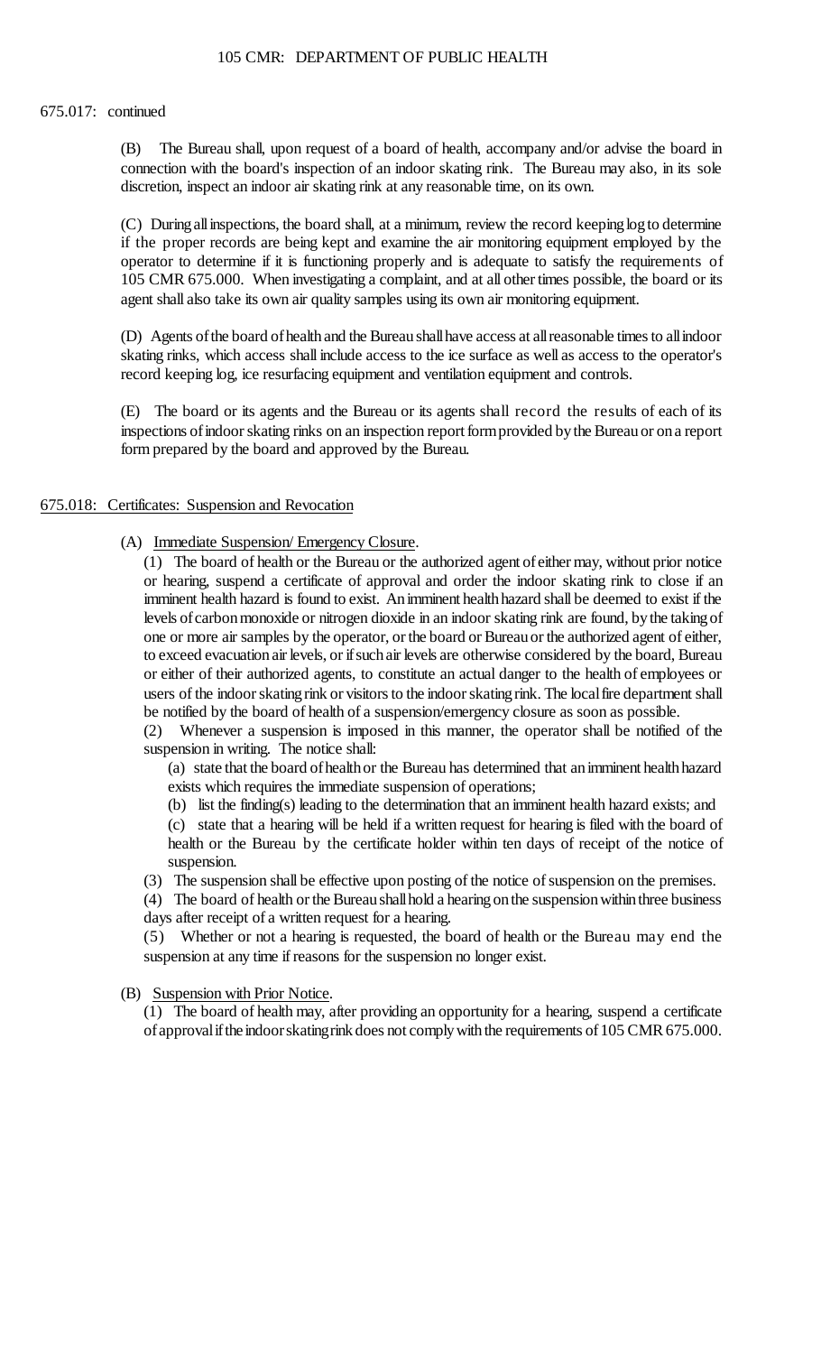675.017: continued

(B) The Bureau shall, upon request of a board of health, accompany and/or advise the board in connection with the board's inspection of an indoor skating rink. The Bureau may also, in its sole discretion, inspect an indoor air skating rink at any reasonable time, on its own.

(C) During all inspections, the board shall, at a minimum, review the record keeping log to determine if the proper records are being kept and examine the air monitoring equipment employed by the operator to determine if it is functioning properly and is adequate to satisfy the requirements of 105 CMR 675.000. When investigating a complaint, and at all other times possible, the board or its agent shall also take its own air quality samples using its own air monitoring equipment.

(D) Agents of the board of health and the Bureau shall have access at all reasonable times to all indoor skating rinks, which access shall include access to the ice surface as well as access to the operator's record keeping log, ice resurfacing equipment and ventilation equipment and controls.

(E) The board or its agents and the Bureau or its agents shall record the results of each of its inspections of indoor skating rinks on an inspection report form provided by the Bureau or on a report form prepared by the board and approved by the Bureau.

## 675.018: Certificates: Suspension and Revocation

(A) Immediate Suspension/ Emergency Closure.

(1) The board of health or the Bureau or the authorized agent of either may, without prior notice or hearing, suspend a certificate of approval and order the indoor skating rink to close if an imminent health hazard is found to exist. An imminent health hazard shall be deemed to exist if the levels of carbon monoxide or nitrogen dioxide in an indoor skating rink are found, by the taking of one or more air samples by the operator, or the board or Bureau or the authorized agent of either, to exceed evacuation air levels, or if such air levels are otherwise considered by the board, Bureau or either of their authorized agents, to constitute an actual danger to the health of employees or users of the indoor skating rink or visitors to the indoor skating rink. The local fire department shall be notified by the board of health of a suspension/emergency closure as soon as possible.

(2) Whenever a suspension is imposed in this manner, the operator shall be notified of the suspension in writing. The notice shall:

(a) state that the board of health or the Bureau has determined that an imminent health hazard exists which requires the immediate suspension of operations;

(b) list the finding(s) leading to the determination that an imminent health hazard exists; and

(c) state that a hearing will be held if a written request for hearing is filed with the board of health or the Bureau by the certificate holder within ten days of receipt of the notice of suspension.

(3) The suspension shall be effective upon posting of the notice of suspension on the premises.

(4) The board of health or the Bureau shall hold a hearing on the suspension within three business days after receipt of a written request for a hearing.

(5) Whether or not a hearing is requested, the board of health or the Bureau may end the suspension at any time if reasons for the suspension no longer exist.

(B) Suspension with Prior Notice.

(1) The board of health may, after providing an opportunity for a hearing, suspend a certificate of approval if the indoor skating rink does not comply with the requirements of 105 CMR 675.000.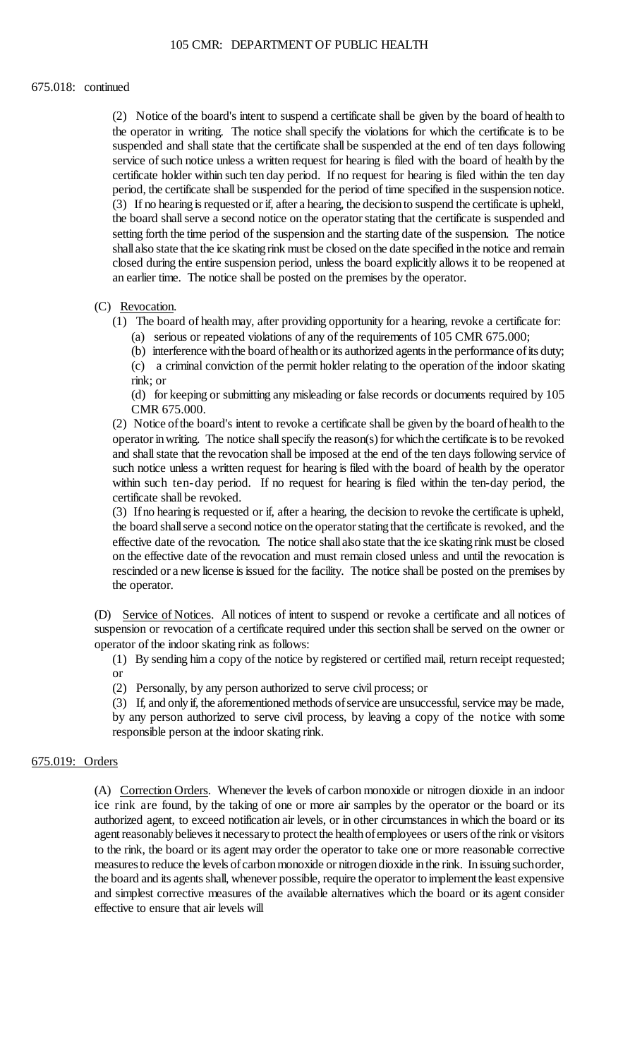675.018: continued

(2) Notice of the board's intent to suspend a certificate shall be given by the board of health to the operator in writing. The notice shall specify the violations for which the certificate is to be suspended and shall state that the certificate shall be suspended at the end of ten days following service of such notice unless a written request for hearing is filed with the board of health by the certificate holder within such ten day period. If no request for hearing is filed within the ten day period, the certificate shall be suspended for the period of time specified in the suspension notice.

(3) If no hearing is requested or if, after a hearing, the decision to suspend the certificate is upheld, the board shall serve a second notice on the operator stating that the certificate is suspended and setting forth the time period of the suspension and the starting date of the suspension. The notice shall also state that the ice skating rink must be closed on the date specified in the notice and remain closed during the entire suspension period, unless the board explicitly allows it to be reopened at an earlier time. The notice shall be posted on the premises by the operator.

(C) Revocation.

(1) The board of health may, after providing opportunity for a hearing, revoke a certificate for:

(a) serious or repeated violations of any of the requirements of 105 CMR 675.000;

(b) interference with the board of health or its authorized agents in the performance of its duty;

(c) a criminal conviction of the permit holder relating to the operation of the indoor skating rink; or

(d) for keeping or submitting any misleading or false records or documents required by 105 CMR 675.000.

(2) Notice of the board's intent to revoke a certificate shall be given by the board of health to the operator in writing. The notice shall specify the reason(s) for which the certificate is to be revoked and shall state that the revocation shall be imposed at the end of the ten days following service of such notice unless a written request for hearing is filed with the board of health by the operator within such ten-day period. If no request for hearing is filed within the ten-day period, the certificate shall be revoked.

(3) If no hearing is requested or if, after a hearing, the decision to revoke the certificate is upheld, the board shall serve a second notice on the operator stating that the certificate is revoked, and the effective date of the revocation. The notice shall also state that the ice skating rink must be closed on the effective date of the revocation and must remain closed unless and until the revocation is rescinded or a new license is issued for the facility. The notice shall be posted on the premises by the operator.

(D) Service of Notices. All notices of intent to suspend or revoke a certificate and all notices of suspension or revocation of a certificate required under this section shall be served on the owner or operator of the indoor skating rink as follows:

(1) By sending him a copy of the notice by registered or certified mail, return receipt requested; or

(2) Personally, by any person authorized to serve civil process; or

(3) If, and only if, the aforementioned methods of service are unsuccessful, service may be made, by any person authorized to serve civil process, by leaving a copy of the notice with some responsible person at the indoor skating rink.

675.019: Orders

(A) Correction Orders. Whenever the levels of carbon monoxide or nitrogen dioxide in an indoor ice rink are found, by the taking of one or more air samples by the operator or the board or its authorized agent, to exceed notification air levels, or in other circumstances in which the board or its agent reasonably believes it necessary to protect the health of employees or users of the rink or visitors to the rink, the board or its agent may order the operator to take one or more reasonable corrective measures to reduce the levels of carbon monoxide or nitrogen dioxide in the rink. In issuing such order, the board and its agents shall, whenever possible, require the operator to implement the least expensive and simplest corrective measures of the available alternatives which the board or its agent consider effective to ensure that air levels will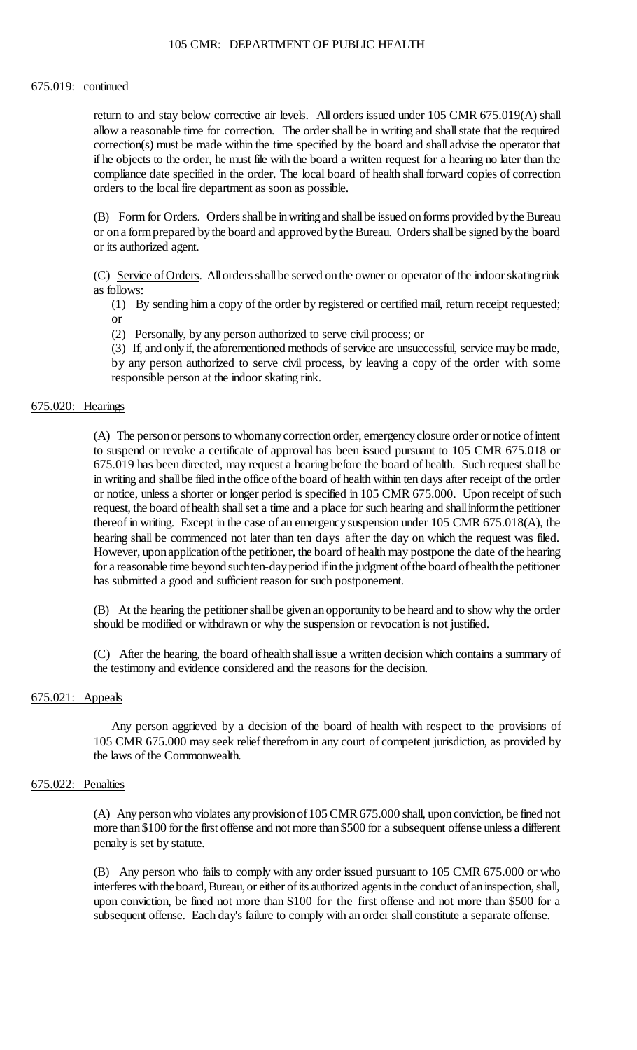675.019: continued

return to and stay below corrective air levels. All orders issued under 105 CMR 675.019(A) shall allow a reasonable time for correction. The order shall be in writing and shall state that the required correction(s) must be made within the time specified by the board and shall advise the operator that if he objects to the order, he must file with the board a written request for a hearing no later than the compliance date specified in the order. The local board of health shall forward copies of correction orders to the local fire department as soon as possible.

(B) Form for Orders. Orders shall be in writing and shall be issued on forms provided by the Bureau or on a form prepared by the board and approved by the Bureau. Orders shall be signed by the board or its authorized agent.

(C) Service of Orders. All orders shall be served on the owner or operator of the indoor skating rink as follows:

(1) By sending him a copy of the order by registered or certified mail, return receipt requested; or

(2) Personally, by any person authorized to serve civil process; or

(3) If, and only if, the aforementioned methods of service are unsuccessful, service may be made, by any person authorized to serve civil process, by leaving a copy of the order with some responsible person at the indoor skating rink.

## 675.020: Hearings

(A) The person or persons to whom any correction order, emergency closure order or notice of intent to suspend or revoke a certificate of approval has been issued pursuant to 105 CMR 675.018 or 675.019 has been directed, may request a hearing before the board of health. Such request shall be in writing and shall be filed in the office of the board of health within ten days after receipt of the order or notice, unless a shorter or longer period is specified in 105 CMR 675.000. Upon receipt of such request, the board of health shall set a time and a place for such hearing and shall inform the petitioner thereof in writing. Except in the case of an emergency suspension under 105 CMR 675.018(A), the hearing shall be commenced not later than ten days after the day on which the request was filed. However, upon application of the petitioner, the board of health may postpone the date of the hearing for a reasonable time beyond such ten-day period if in the judgment of the board of health the petitioner has submitted a good and sufficient reason for such postponement.

(B) At the hearing the petitioner shall be given an opportunity to be heard and to show why the order should be modified or withdrawn or why the suspension or revocation is not justified.

(C) After the hearing, the board of health shall issue a written decision which contains a summary of the testimony and evidence considered and the reasons for the decision.

## 675.021: Appeals

Any person aggrieved by a decision of the board of health with respect to the provisions of 105 CMR 675.000 may seek relief therefrom in any court of competent jurisdiction, as provided by the laws of the Commonwealth.

## 675.022: Penalties

(A) Any person who violates any provision of 105 CMR 675.000 shall, upon conviction, be fined not more than $100 for the first offense and not more than $500 for a subsequent offense unless a different penalty is set by statute.

(B) Any person who fails to comply with any order issued pursuant to 105 CMR 675.000 or who interferes with the board, Bureau, or either of its authorized agents in the conduct of an inspection, shall, upon conviction, be fined not more than $100 for the first offense and not more than $500 for a subsequent offense. Each day's failure to comply with an order shall constitute a separate offense.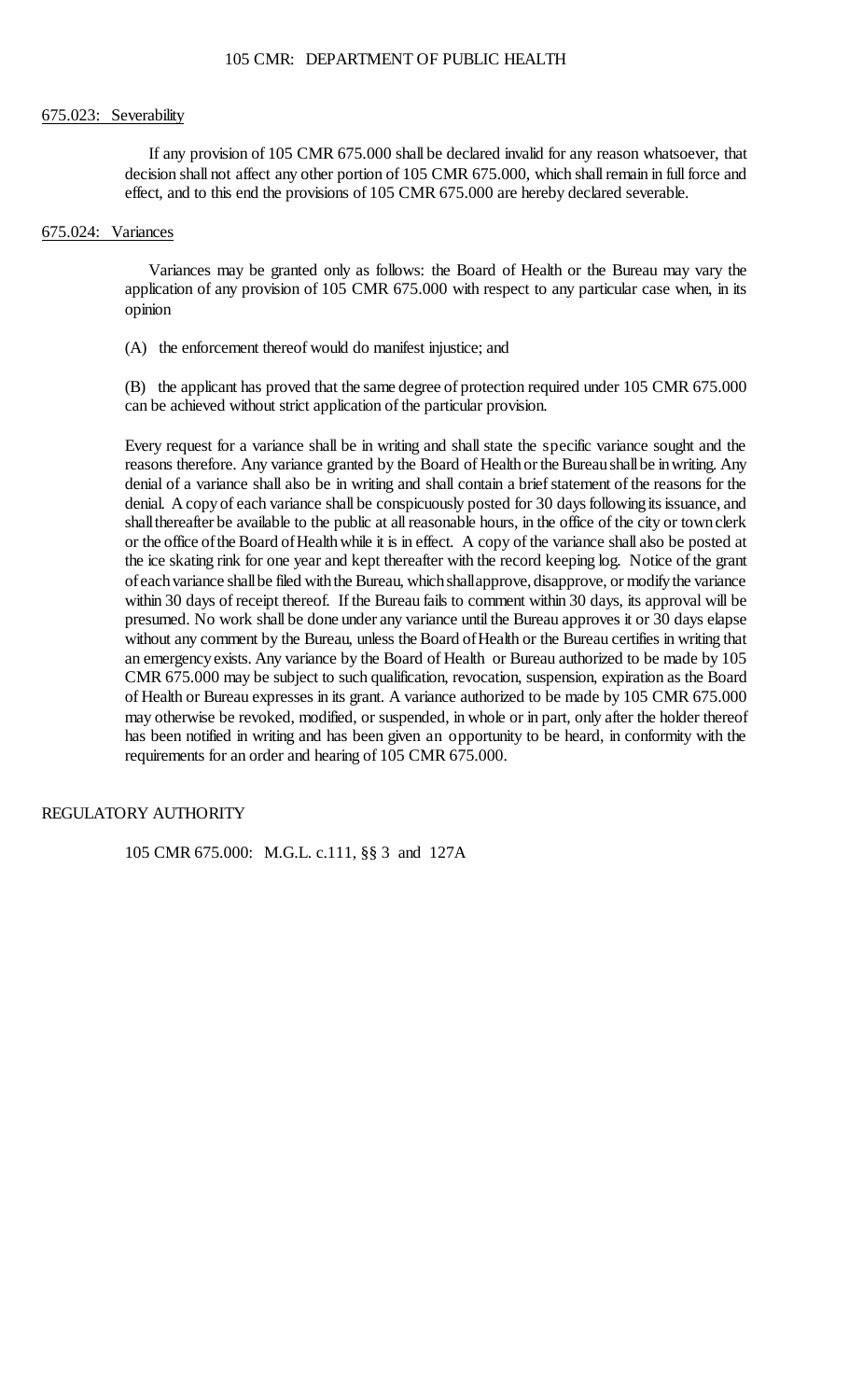### 675.023: Severability

If any provision of 105 CMR 675.000 shall be declared invalid for any reason whatsoever, that decision shall not affect any other portion of 105 CMR 675.000, which shall remain in full force and effect, and to this end the provisions of 105 CMR 675.000 are hereby declared severable.

### 675.024: Variances

Variances may be granted only as follows: the Board of Health or the Bureau may vary the application of any provision of 105 CMR 675.000 with respect to any particular case when, in its opinion

(A) the enforcement thereof would do manifest injustice; and

(B) the applicant has proved that the same degree of protection required under 105 CMR 675.000 can be achieved without strict application of the particular provision.

Every request for a variance shall be in writing and shall state the specific variance sought and the reasons therefore. Any variance granted by the Board of Health or the Bureau shall be in writing. Any denial of a variance shall also be in writing and shall contain a brief statement of the reasons for the denial. A copy of each variance shall be conspicuously posted for 30 days following its issuance, and shall thereafter be available to the public at all reasonable hours, in the office of the city or town clerk or the office of the Board of Health while it is in effect. A copy of the variance shall also be posted at the ice skating rink for one year and kept thereafter with the record keeping log. Notice of the grant of each variance shall be filed with the Bureau, which shall approve, disapprove, or modify the variance within 30 days of receipt thereof. If the Bureau fails to comment within 30 days, its approval will be presumed. No work shall be done under any variance until the Bureau approves it or 30 days elapse without any comment by the Bureau, unless the Board of Health or the Bureau certifies in writing that an emergency exists. Any variance by the Board of Health or Bureau authorized to be made by 105 CMR 675.000 may be subject to such qualification, revocation, suspension, expiration as the Board of Health or Bureau expresses in its grant. A variance authorized to be made by 105 CMR 675.000 may otherwise be revoked, modified, or suspended, in whole or in part, only after the holder thereof has been notified in writing and has been given an opportunity to be heard, in conformity with the requirements for an order and hearing of 105 CMR 675.000.

## REGULATORY AUTHORITY

105 CMR 675.000: M.G.L. c.111, §§ 3 and 127A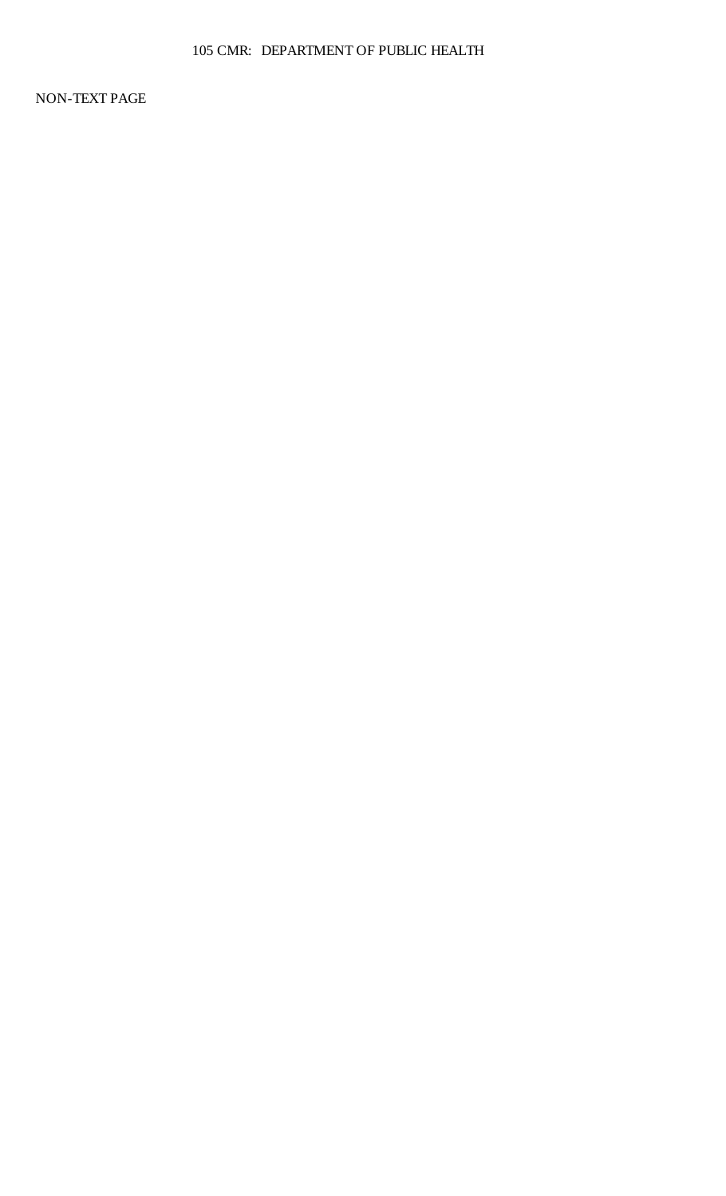NON-TEXT PAGE